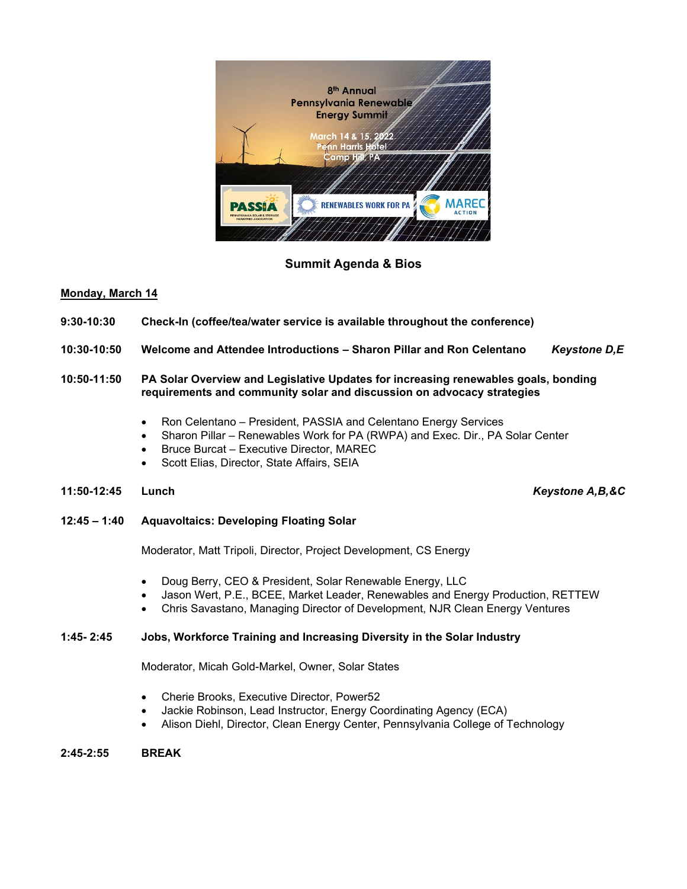8[th] Annual
Pennsylvania Renewable
Energy Summit

March 14 & 15, 2022
Penn Harris Hotel
Camp Hill, PA

PASSIA | RENEWABLES WORK FOR PA | MAREC ACTION

## Summit Agenda & Bios

**<u>Monday, March 14</u>**

**9:30-10:30** **Check-In (coffee/tea/water service is available throughout the conference)**

**10:30-10:50** **Welcome and Attendee Introductions – Sharon Pillar and Ron Celentano** ***Keystone D,E***

**10:50-11:50** **PA Solar Overview and Legislative Updates for increasing renewables goals, bonding requirements and community solar and discussion on advocacy strategies**

- Ron Celentano – President, PASSIA and Celentano Energy Services
- Sharon Pillar – Renewables Work for PA (RWPA) and Exec. Dir., PA Solar Center
- Bruce Burcat – Executive Director, MAREC
- Scott Elias, Director, State Affairs, SEIA

**11:50-12:45** **Lunch** ***Keystone A,B,&C***

**12:45 – 1:40** **Aquavoltaics: Developing Floating Solar**

Moderator, Matt Tripoli, Director, Project Development, CS Energy

- Doug Berry, CEO & President, Solar Renewable Energy, LLC
- Jason Wert, P.E., BCEE, Market Leader, Renewables and Energy Production, RETTEW
- Chris Savastano, Managing Director of Development, NJR Clean Energy Ventures

**1:45- 2:45** **Jobs, Workforce Training and Increasing Diversity in the Solar Industry**

Moderator, Micah Gold-Markel, Owner, Solar States

- Cherie Brooks, Executive Director, Power52
- Jackie Robinson, Lead Instructor, Energy Coordinating Agency (ECA)
- Alison Diehl, Director, Clean Energy Center, Pennsylvania College of Technology

**2:45-2:55** **BREAK**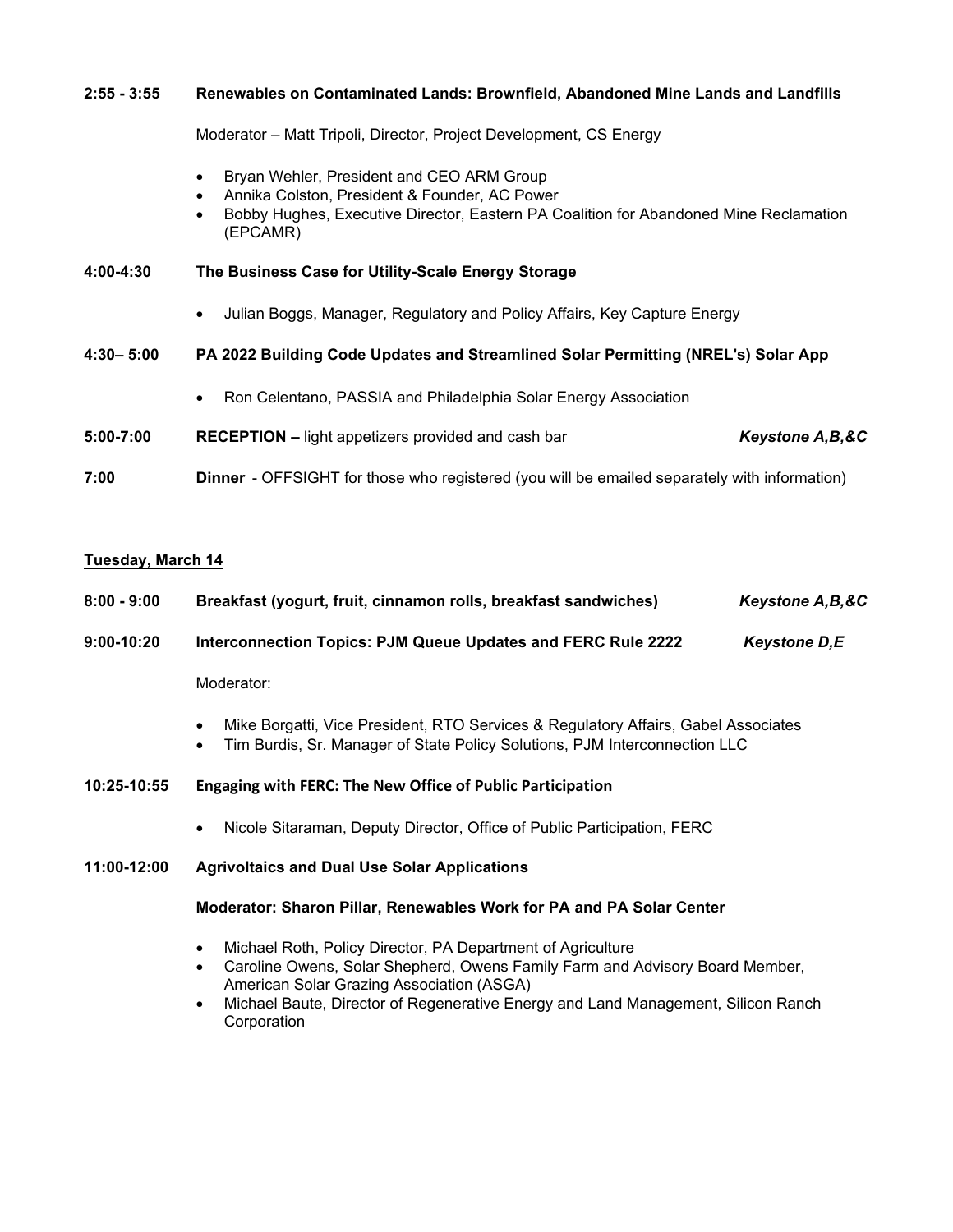**2:55 - 3:55** **Renewables on Contaminated Lands: Brownfield, Abandoned Mine Lands and Landfills**

Moderator – Matt Tripoli, Director, Project Development, CS Energy

- Bryan Wehler, President and CEO ARM Group
- Annika Colston, President & Founder, AC Power
- Bobby Hughes, Executive Director, Eastern PA Coalition for Abandoned Mine Reclamation (EPCAMR)

**4:00-4:30** **The Business Case for Utility-Scale Energy Storage**

- Julian Boggs, Manager, Regulatory and Policy Affairs, Key Capture Energy

**4:30– 5:00** **PA 2022 Building Code Updates and Streamlined Solar Permitting (NREL's) Solar App**

- Ron Celentano, PASSIA and Philadelphia Solar Energy Association

**5:00-7:00** **RECEPTION –** light appetizers provided and cash bar ***Keystone A,B,&C***

**7:00** **Dinner** - OFFSIGHT for those who registered (you will be emailed separately with information)

## Tuesday, March 14

**8:00 - 9:00** **Breakfast (yogurt, fruit, cinnamon rolls, breakfast sandwiches)** ***Keystone A,B,&C***

**9:00-10:20** **Interconnection Topics: PJM Queue Updates and FERC Rule 2222** ***Keystone D,E***

Moderator:

- Mike Borgatti, Vice President, RTO Services & Regulatory Affairs, Gabel Associates
- Tim Burdis, Sr. Manager of State Policy Solutions, PJM Interconnection LLC

**10:25-10:55** **Engaging with FERC: The New Office of Public Participation**

- Nicole Sitaraman, Deputy Director, Office of Public Participation, FERC

**11:00-12:00** **Agrivoltaics and Dual Use Solar Applications**

**Moderator: Sharon Pillar, Renewables Work for PA and PA Solar Center**

- Michael Roth, Policy Director, PA Department of Agriculture
- Caroline Owens, Solar Shepherd, Owens Family Farm and Advisory Board Member, American Solar Grazing Association (ASGA)
- Michael Baute, Director of Regenerative Energy and Land Management, Silicon Ranch Corporation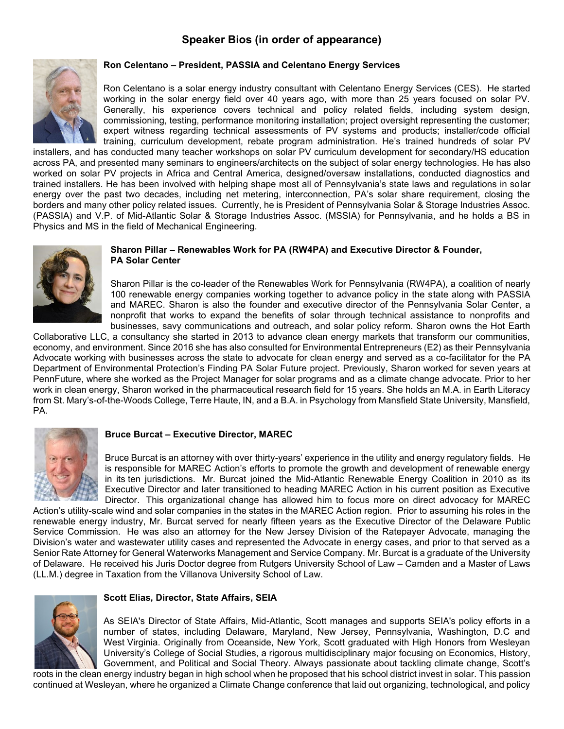# Speaker Bios (in order of appearance)

**Ron Celentano – President, PASSIA and Celentano Energy Services**

Ron Celentano is a solar energy industry consultant with Celentano Energy Services (CES). He started working in the solar energy field over 40 years ago, with more than 25 years focused on solar PV. Generally, his experience covers technical and policy related fields, including system design, commissioning, testing, performance monitoring installation; project oversight representing the customer; expert witness regarding technical assessments of PV systems and products; installer/code official training, curriculum development, rebate program administration. He's trained hundreds of solar PV installers, and has conducted many teacher workshops on solar PV curriculum development for secondary/HS education across PA, and presented many seminars to engineers/architects on the subject of solar energy technologies. He has also worked on solar PV projects in Africa and Central America, designed/oversaw installations, conducted diagnostics and trained installers. He has been involved with helping shape most all of Pennsylvania's state laws and regulations in solar energy over the past two decades, including net metering, interconnection, PA's solar share requirement, closing the borders and many other policy related issues. Currently, he is President of Pennsylvania Solar & Storage Industries Assoc. (PASSIA) and V.P. of Mid-Atlantic Solar & Storage Industries Assoc. (MSSIA) for Pennsylvania, and he holds a BS in Physics and MS in the field of Mechanical Engineering.

**Sharon Pillar – Renewables Work for PA (RW4PA) and Executive Director & Founder, PA Solar Center**

Sharon Pillar is the co-leader of the Renewables Work for Pennsylvania (RW4PA), a coalition of nearly 100 renewable energy companies working together to advance policy in the state along with PASSIA and MAREC. Sharon is also the founder and executive director of the Pennsylvania Solar Center, a nonprofit that works to expand the benefits of solar through technical assistance to nonprofits and businesses, savy communications and outreach, and solar policy reform. Sharon owns the Hot Earth Collaborative LLC, a consultancy she started in 2013 to advance clean energy markets that transform our communities, economy, and environment. Since 2016 she has also consulted for Environmental Entrepreneurs (E2) as their Pennsylvania Advocate working with businesses across the state to advocate for clean energy and served as a co-facilitator for the PA Department of Environmental Protection's Finding PA Solar Future project. Previously, Sharon worked for seven years at PennFuture, where she worked as the Project Manager for solar programs and as a climate change advocate. Prior to her work in clean energy, Sharon worked in the pharmaceutical research field for 15 years. She holds an M.A. in Earth Literacy from St. Mary's-of-the-Woods College, Terre Haute, IN, and a B.A. in Psychology from Mansfield State University, Mansfield, PA.

**Bruce Burcat – Executive Director, MAREC**

Bruce Burcat is an attorney with over thirty-years' experience in the utility and energy regulatory fields. He is responsible for MAREC Action's efforts to promote the growth and development of renewable energy in its ten jurisdictions. Mr. Burcat joined the Mid-Atlantic Renewable Energy Coalition in 2010 as its Executive Director and later transitioned to heading MAREC Action in his current position as Executive Director. This organizational change has allowed him to focus more on direct advocacy for MAREC Action's utility-scale wind and solar companies in the states in the MAREC Action region. Prior to assuming his roles in the renewable energy industry, Mr. Burcat served for nearly fifteen years as the Executive Director of the Delaware Public Service Commission. He was also an attorney for the New Jersey Division of the Ratepayer Advocate, managing the Division's water and wastewater utility cases and represented the Advocate in energy cases, and prior to that served as a Senior Rate Attorney for General Waterworks Management and Service Company. Mr. Burcat is a graduate of the University of Delaware. He received his Juris Doctor degree from Rutgers University School of Law – Camden and a Master of Laws (LL.M.) degree in Taxation from the Villanova University School of Law.

**Scott Elias, Director, State Affairs, SEIA**

As SEIA's Director of State Affairs, Mid-Atlantic, Scott manages and supports SEIA's policy efforts in a number of states, including Delaware, Maryland, New Jersey, Pennsylvania, Washington, D.C and West Virginia. Originally from Oceanside, New York, Scott graduated with High Honors from Wesleyan University's College of Social Studies, a rigorous multidisciplinary major focusing on Economics, History, Government, and Political and Social Theory. Always passionate about tackling climate change, Scott's roots in the clean energy industry began in high school when he proposed that his school district invest in solar. This passion continued at Wesleyan, where he organized a Climate Change conference that laid out organizing, technological, and policy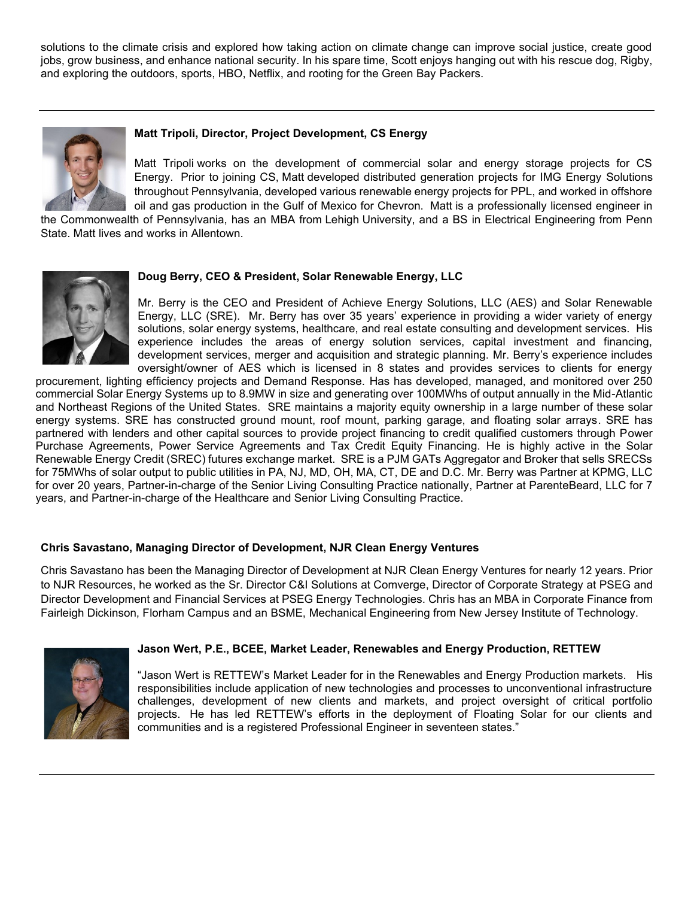solutions to the climate crisis and explored how taking action on climate change can improve social justice, create good jobs, grow business, and enhance national security. In his spare time, Scott enjoys hanging out with his rescue dog, Rigby, and exploring the outdoors, sports, HBO, Netflix, and rooting for the Green Bay Packers.

---

**Matt Tripoli, Director, Project Development, CS Energy**

Matt Tripoli works on the development of commercial solar and energy storage projects for CS Energy. Prior to joining CS, Matt developed distributed generation projects for IMG Energy Solutions throughout Pennsylvania, developed various renewable energy projects for PPL, and worked in offshore oil and gas production in the Gulf of Mexico for Chevron. Matt is a professionally licensed engineer in the Commonwealth of Pennsylvania, has an MBA from Lehigh University, and a BS in Electrical Engineering from Penn State. Matt lives and works in Allentown.

**Doug Berry, CEO & President, Solar Renewable Energy, LLC**

Mr. Berry is the CEO and President of Achieve Energy Solutions, LLC (AES) and Solar Renewable Energy, LLC (SRE). Mr. Berry has over 35 years' experience in providing a wider variety of energy solutions, solar energy systems, healthcare, and real estate consulting and development services. His experience includes the areas of energy solution services, capital investment and financing, development services, merger and acquisition and strategic planning. Mr. Berry's experience includes oversight/owner of AES which is licensed in 8 states and provides services to clients for energy procurement, lighting efficiency projects and Demand Response. Has has developed, managed, and monitored over 250 commercial Solar Energy Systems up to 8.9MW in size and generating over 100MWhs of output annually in the Mid-Atlantic and Northeast Regions of the United States. SRE maintains a majority equity ownership in a large number of these solar energy systems. SRE has constructed ground mount, roof mount, parking garage, and floating solar arrays. SRE has partnered with lenders and other capital sources to provide project financing to credit qualified customers through Power Purchase Agreements, Power Service Agreements and Tax Credit Equity Financing. He is highly active in the Solar Renewable Energy Credit (SREC) futures exchange market. SRE is a PJM GATs Aggregator and Broker that sells SRECSs for 75MWhs of solar output to public utilities in PA, NJ, MD, OH, MA, CT, DE and D.C. Mr. Berry was Partner at KPMG, LLC for over 20 years, Partner-in-charge of the Senior Living Consulting Practice nationally, Partner at ParenteBeard, LLC for 7 years, and Partner-in-charge of the Healthcare and Senior Living Consulting Practice.

**Chris Savastano, Managing Director of Development, NJR Clean Energy Ventures**

Chris Savastano has been the Managing Director of Development at NJR Clean Energy Ventures for nearly 12 years. Prior to NJR Resources, he worked as the Sr. Director C&I Solutions at Comverge, Director of Corporate Strategy at PSEG and Director Development and Financial Services at PSEG Energy Technologies. Chris has an MBA in Corporate Finance from Fairleigh Dickinson, Florham Campus and an BSME, Mechanical Engineering from New Jersey Institute of Technology.

**Jason Wert, P.E., BCEE, Market Leader, Renewables and Energy Production, RETTEW**

"Jason Wert is RETTEW's Market Leader for in the Renewables and Energy Production markets. His responsibilities include application of new technologies and processes to unconventional infrastructure challenges, development of new clients and markets, and project oversight of critical portfolio projects. He has led RETTEW's efforts in the deployment of Floating Solar for our clients and communities and is a registered Professional Engineer in seventeen states."

---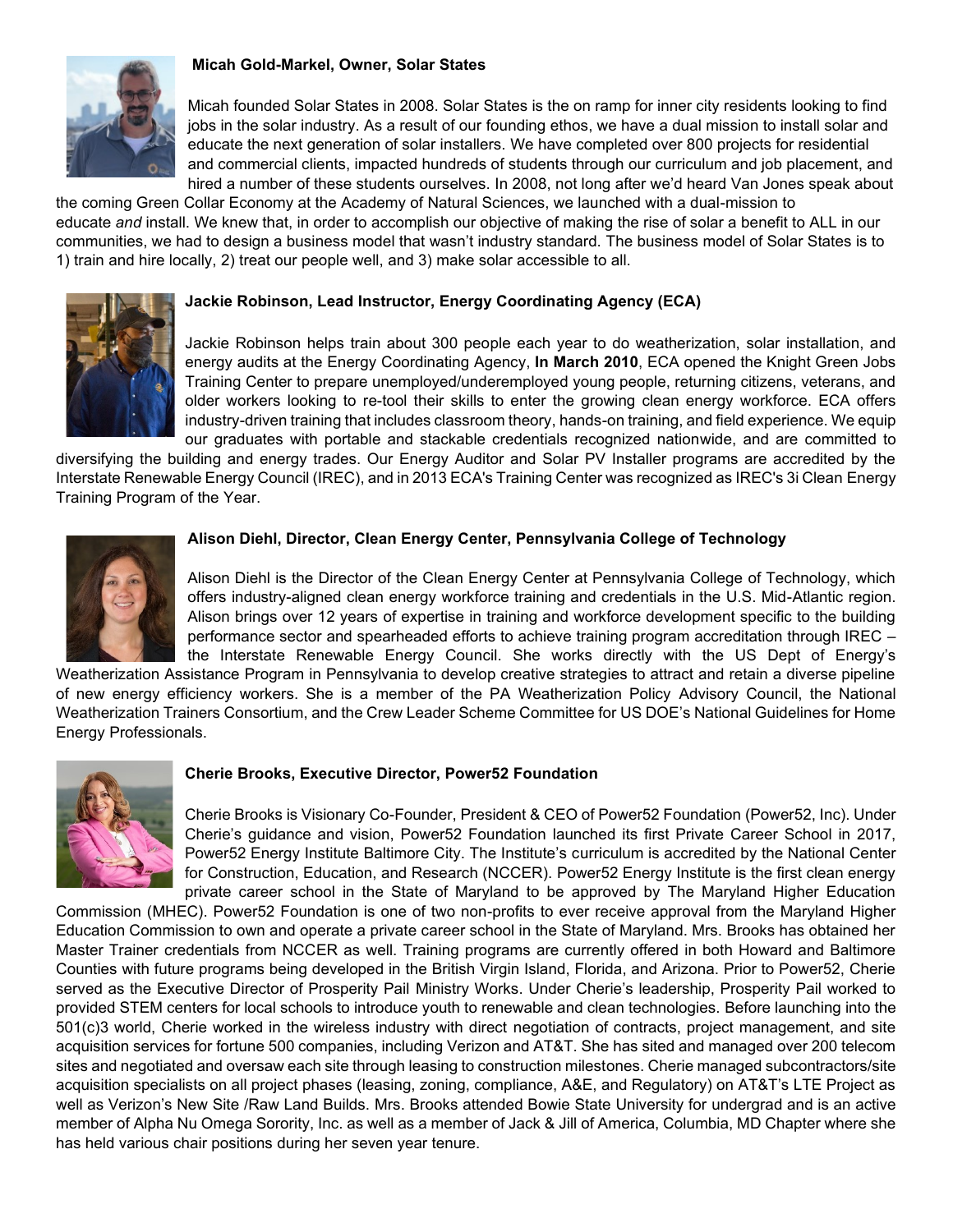**Micah Gold-Markel, Owner, Solar States**

Micah founded Solar States in 2008. Solar States is the on ramp for inner city residents looking to find jobs in the solar industry. As a result of our founding ethos, we have a dual mission to install solar and educate the next generation of solar installers. We have completed over 800 projects for residential and commercial clients, impacted hundreds of students through our curriculum and job placement, and hired a number of these students ourselves. In 2008, not long after we'd heard Van Jones speak about the coming Green Collar Economy at the Academy of Natural Sciences, we launched with a dual-mission to educate *and* install. We knew that, in order to accomplish our objective of making the rise of solar a benefit to ALL in our communities, we had to design a business model that wasn't industry standard. The business model of Solar States is to 1) train and hire locally, 2) treat our people well, and 3) make solar accessible to all.

**Jackie Robinson, Lead Instructor, Energy Coordinating Agency (ECA)**

Jackie Robinson helps train about 300 people each year to do weatherization, solar installation, and energy audits at the Energy Coordinating Agency, **In March 2010**, ECA opened the Knight Green Jobs Training Center to prepare unemployed/underemployed young people, returning citizens, veterans, and older workers looking to re-tool their skills to enter the growing clean energy workforce. ECA offers industry-driven training that includes classroom theory, hands-on training, and field experience. We equip our graduates with portable and stackable credentials recognized nationwide, and are committed to diversifying the building and energy trades. Our Energy Auditor and Solar PV Installer programs are accredited by the Interstate Renewable Energy Council (IREC), and in 2013 ECA's Training Center was recognized as IREC's 3i Clean Energy Training Program of the Year.

**Alison Diehl, Director, Clean Energy Center, Pennsylvania College of Technology**

Alison Diehl is the Director of the Clean Energy Center at Pennsylvania College of Technology, which offers industry-aligned clean energy workforce training and credentials in the U.S. Mid-Atlantic region. Alison brings over 12 years of expertise in training and workforce development specific to the building performance sector and spearheaded efforts to achieve training program accreditation through IREC – the Interstate Renewable Energy Council. She works directly with the US Dept of Energy's Weatherization Assistance Program in Pennsylvania to develop creative strategies to attract and retain a diverse pipeline of new energy efficiency workers. She is a member of the PA Weatherization Policy Advisory Council, the National Weatherization Trainers Consortium, and the Crew Leader Scheme Committee for US DOE's National Guidelines for Home Energy Professionals.

**Cherie Brooks, Executive Director, Power52 Foundation**

Cherie Brooks is Visionary Co-Founder, President & CEO of Power52 Foundation (Power52, Inc). Under Cherie's guidance and vision, Power52 Foundation launched its first Private Career School in 2017, Power52 Energy Institute Baltimore City. The Institute's curriculum is accredited by the National Center for Construction, Education, and Research (NCCER). Power52 Energy Institute is the first clean energy private career school in the State of Maryland to be approved by The Maryland Higher Education Commission (MHEC). Power52 Foundation is one of two non-profits to ever receive approval from the Maryland Higher Education Commission to own and operate a private career school in the State of Maryland. Mrs. Brooks has obtained her Master Trainer credentials from NCCER as well. Training programs are currently offered in both Howard and Baltimore Counties with future programs being developed in the British Virgin Island, Florida, and Arizona. Prior to Power52, Cherie served as the Executive Director of Prosperity Pail Ministry Works. Under Cherie's leadership, Prosperity Pail worked to provided STEM centers for local schools to introduce youth to renewable and clean technologies. Before launching into the 501(c)3 world, Cherie worked in the wireless industry with direct negotiation of contracts, project management, and site acquisition services for fortune 500 companies, including Verizon and AT&T. She has sited and managed over 200 telecom sites and negotiated and oversaw each site through leasing to construction milestones. Cherie managed subcontractors/site acquisition specialists on all project phases (leasing, zoning, compliance, A&E, and Regulatory) on AT&T's LTE Project as well as Verizon's New Site /Raw Land Builds. Mrs. Brooks attended Bowie State University for undergrad and is an active member of Alpha Nu Omega Sorority, Inc. as well as a member of Jack & Jill of America, Columbia, MD Chapter where she has held various chair positions during her seven year tenure.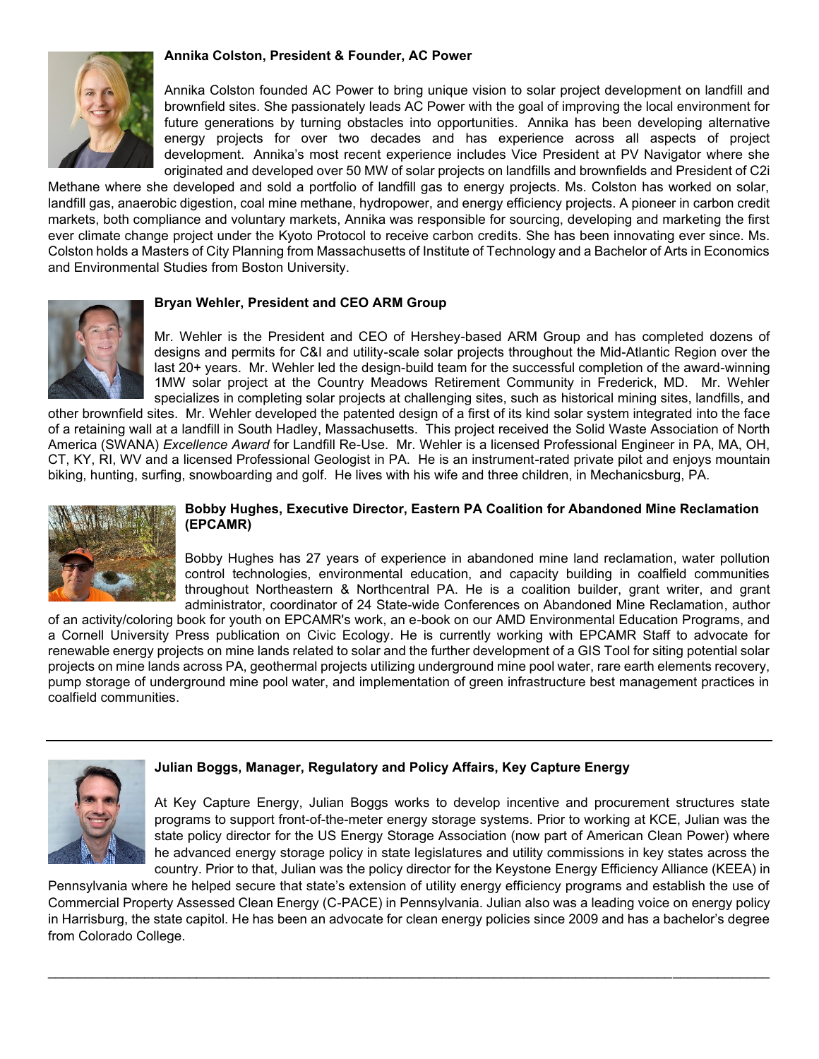**Annika Colston, President & Founder, AC Power**

Annika Colston founded AC Power to bring unique vision to solar project development on landfill and brownfield sites. She passionately leads AC Power with the goal of improving the local environment for future generations by turning obstacles into opportunities. Annika has been developing alternative energy projects for over two decades and has experience across all aspects of project development. Annika's most recent experience includes Vice President at PV Navigator where she originated and developed over 50 MW of solar projects on landfills and brownfields and President of C2i Methane where she developed and sold a portfolio of landfill gas to energy projects. Ms. Colston has worked on solar, landfill gas, anaerobic digestion, coal mine methane, hydropower, and energy efficiency projects. A pioneer in carbon credit markets, both compliance and voluntary markets, Annika was responsible for sourcing, developing and marketing the first ever climate change project under the Kyoto Protocol to receive carbon credits. She has been innovating ever since. Ms. Colston holds a Masters of City Planning from Massachusetts of Institute of Technology and a Bachelor of Arts in Economics and Environmental Studies from Boston University.

**Bryan Wehler, President and CEO ARM Group**

Mr. Wehler is the President and CEO of Hershey-based ARM Group and has completed dozens of designs and permits for C&I and utility-scale solar projects throughout the Mid-Atlantic Region over the last 20+ years. Mr. Wehler led the design-build team for the successful completion of the award-winning 1MW solar project at the Country Meadows Retirement Community in Frederick, MD. Mr. Wehler specializes in completing solar projects at challenging sites, such as historical mining sites, landfills, and other brownfield sites. Mr. Wehler developed the patented design of a first of its kind solar system integrated into the face of a retaining wall at a landfill in South Hadley, Massachusetts. This project received the Solid Waste Association of North America (SWANA) *Excellence Award* for Landfill Re-Use. Mr. Wehler is a licensed Professional Engineer in PA, MA, OH, CT, KY, RI, WV and a licensed Professional Geologist in PA. He is an instrument-rated private pilot and enjoys mountain biking, hunting, surfing, snowboarding and golf. He lives with his wife and three children, in Mechanicsburg, PA.

**Bobby Hughes, Executive Director, Eastern PA Coalition for Abandoned Mine Reclamation (EPCAMR)**

Bobby Hughes has 27 years of experience in abandoned mine land reclamation, water pollution control technologies, environmental education, and capacity building in coalfield communities throughout Northeastern & Northcentral PA. He is a coalition builder, grant writer, and grant administrator, coordinator of 24 State-wide Conferences on Abandoned Mine Reclamation, author of an activity/coloring book for youth on EPCAMR's work, an e-book on our AMD Environmental Education Programs, and a Cornell University Press publication on Civic Ecology. He is currently working with EPCAMR Staff to advocate for renewable energy projects on mine lands related to solar and the further development of a GIS Tool for siting potential solar projects on mine lands across PA, geothermal projects utilizing underground mine pool water, rare earth elements recovery, pump storage of underground mine pool water, and implementation of green infrastructure best management practices in coalfield communities.

---

**Julian Boggs, Manager, Regulatory and Policy Affairs, Key Capture Energy**

At Key Capture Energy, Julian Boggs works to develop incentive and procurement structures state programs to support front-of-the-meter energy storage systems. Prior to working at KCE, Julian was the state policy director for the US Energy Storage Association (now part of American Clean Power) where he advanced energy storage policy in state legislatures and utility commissions in key states across the country. Prior to that, Julian was the policy director for the Keystone Energy Efficiency Alliance (KEEA) in Pennsylvania where he helped secure that state's extension of utility energy efficiency programs and establish the use of Commercial Property Assessed Clean Energy (C-PACE) in Pennsylvania. Julian also was a leading voice on energy policy in Harrisburg, the state capitol. He has been an advocate for clean energy policies since 2009 and has a bachelor's degree from Colorado College.

---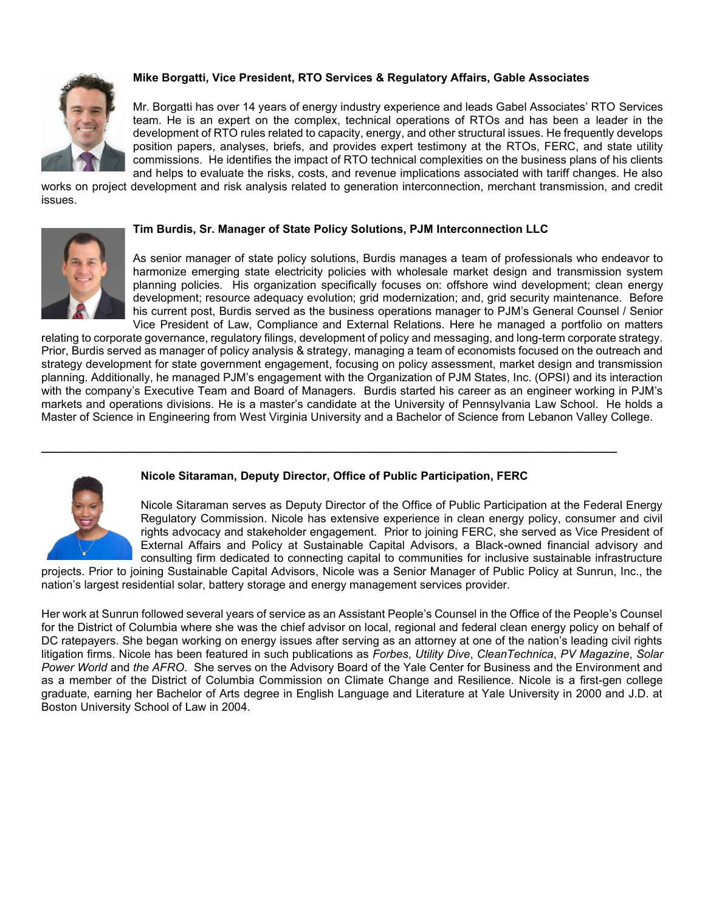**Mike Borgatti, Vice President, RTO Services & Regulatory Affairs, Gable Associates**

Mr. Borgatti has over 14 years of energy industry experience and leads Gabel Associates' RTO Services team. He is an expert on the complex, technical operations of RTOs and has been a leader in the development of RTO rules related to capacity, energy, and other structural issues. He frequently develops position papers, analyses, briefs, and provides expert testimony at the RTOs, FERC, and state utility commissions. He identifies the impact of RTO technical complexities on the business plans of his clients and helps to evaluate the risks, costs, and revenue implications associated with tariff changes. He also works on project development and risk analysis related to generation interconnection, merchant transmission, and credit issues.

**Tim Burdis, Sr. Manager of State Policy Solutions, PJM Interconnection LLC**

As senior manager of state policy solutions, Burdis manages a team of professionals who endeavor to harmonize emerging state electricity policies with wholesale market design and transmission system planning policies. His organization specifically focuses on: offshore wind development; clean energy development; resource adequacy evolution; grid modernization; and, grid security maintenance. Before his current post, Burdis served as the business operations manager to PJM's General Counsel / Senior Vice President of Law, Compliance and External Relations. Here he managed a portfolio on matters relating to corporate governance, regulatory filings, development of policy and messaging, and long-term corporate strategy. Prior, Burdis served as manager of policy analysis & strategy, managing a team of economists focused on the outreach and strategy development for state government engagement, focusing on policy assessment, market design and transmission planning. Additionally, he managed PJM's engagement with the Organization of PJM States, Inc. (OPSI) and its interaction with the company's Executive Team and Board of Managers. Burdis started his career as an engineer working in PJM's markets and operations divisions. He is a master's candidate at the University of Pennsylvania Law School. He holds a Master of Science in Engineering from West Virginia University and a Bachelor of Science from Lebanon Valley College.

---

**Nicole Sitaraman, Deputy Director, Office of Public Participation, FERC**

Nicole Sitaraman serves as Deputy Director of the Office of Public Participation at the Federal Energy Regulatory Commission. Nicole has extensive experience in clean energy policy, consumer and civil rights advocacy and stakeholder engagement. Prior to joining FERC, she served as Vice President of External Affairs and Policy at Sustainable Capital Advisors, a Black-owned financial advisory and consulting firm dedicated to connecting capital to communities for inclusive sustainable infrastructure projects. Prior to joining Sustainable Capital Advisors, Nicole was a Senior Manager of Public Policy at Sunrun, Inc., the nation's largest residential solar, battery storage and energy management services provider.

Her work at Sunrun followed several years of service as an Assistant People's Counsel in the Office of the People's Counsel for the District of Columbia where she was the chief advisor on local, regional and federal clean energy policy on behalf of DC ratepayers. She began working on energy issues after serving as an attorney at one of the nation's leading civil rights litigation firms. Nicole has been featured in such publications as *Forbes*, *Utility Dive*, *CleanTechnica*, *PV Magazine*, *Solar Power World* and *the AFRO*. She serves on the Advisory Board of the Yale Center for Business and the Environment and as a member of the District of Columbia Commission on Climate Change and Resilience. Nicole is a first-gen college graduate, earning her Bachelor of Arts degree in English Language and Literature at Yale University in 2000 and J.D. at Boston University School of Law in 2004.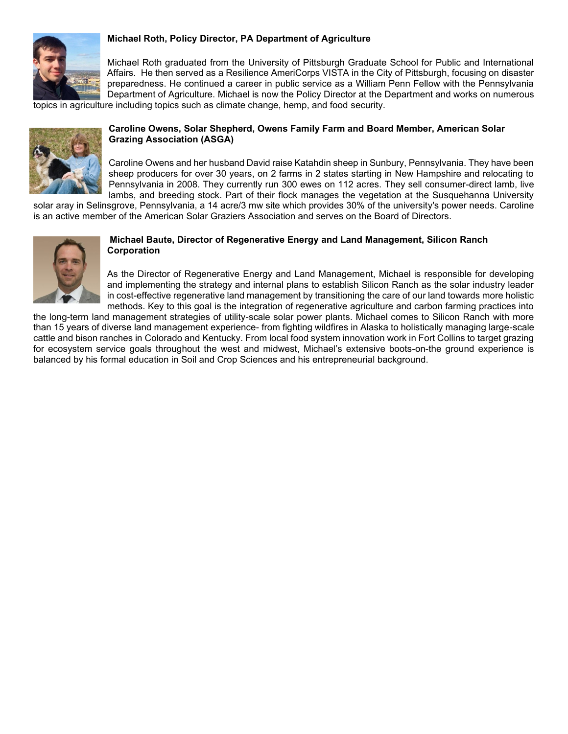**Michael Roth, Policy Director, PA Department of Agriculture**

Michael Roth graduated from the University of Pittsburgh Graduate School for Public and International Affairs. He then served as a Resilience AmeriCorps VISTA in the City of Pittsburgh, focusing on disaster preparedness. He continued a career in public service as a William Penn Fellow with the Pennsylvania Department of Agriculture. Michael is now the Policy Director at the Department and works on numerous topics in agriculture including topics such as climate change, hemp, and food security.

**Caroline Owens, Solar Shepherd, Owens Family Farm and Board Member, American Solar Grazing Association (ASGA)**

Caroline Owens and her husband David raise Katahdin sheep in Sunbury, Pennsylvania. They have been sheep producers for over 30 years, on 2 farms in 2 states starting in New Hampshire and relocating to Pennsylvania in 2008. They currently run 300 ewes on 112 acres. They sell consumer-direct lamb, live lambs, and breeding stock. Part of their flock manages the vegetation at the Susquehanna University solar aray in Selinsgrove, Pennsylvania, a 14 acre/3 mw site which provides 30% of the university's power needs. Caroline is an active member of the American Solar Graziers Association and serves on the Board of Directors.

**Michael Baute, Director of Regenerative Energy and Land Management, Silicon Ranch Corporation**

As the Director of Regenerative Energy and Land Management, Michael is responsible for developing and implementing the strategy and internal plans to establish Silicon Ranch as the solar industry leader in cost-effective regenerative land management by transitioning the care of our land towards more holistic methods. Key to this goal is the integration of regenerative agriculture and carbon farming practices into the long-term land management strategies of utility-scale solar power plants. Michael comes to Silicon Ranch with more than 15 years of diverse land management experience- from fighting wildfires in Alaska to holistically managing large-scale cattle and bison ranches in Colorado and Kentucky. From local food system innovation work in Fort Collins to target grazing for ecosystem service goals throughout the west and midwest, Michael's extensive boots-on-the ground experience is balanced by his formal education in Soil and Crop Sciences and his entrepreneurial background.